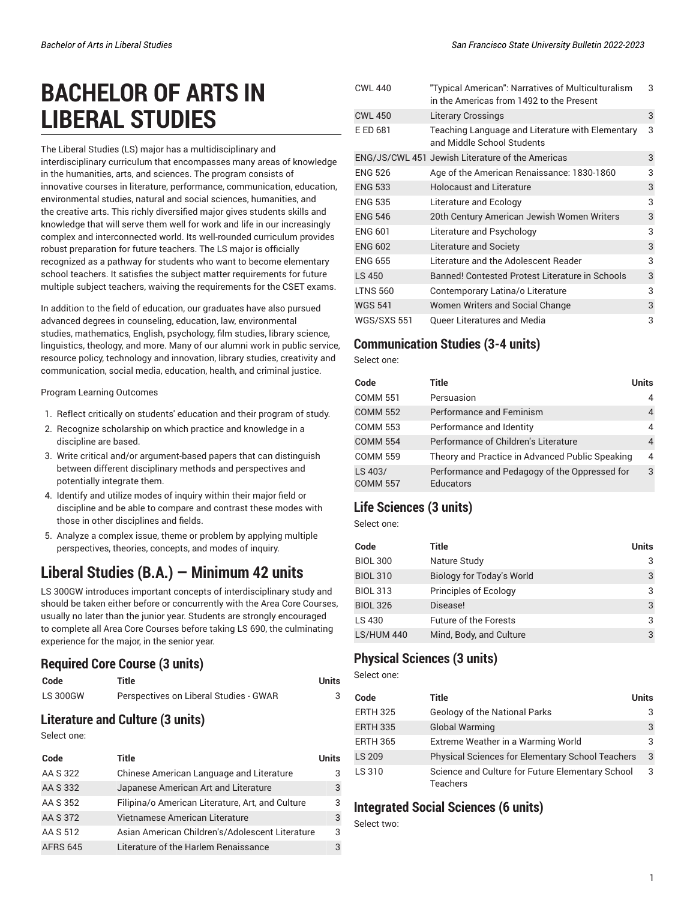# BACHELOR OF ARTS IN LIBERAL STUDIES

The Liberal Studies (LS) major has a multidisciplinary and interdisciplinary curriculum that encompasses many areas of knowledge in the humanities, arts, and sciences. The program consists of innovative courses in literature, performance, communication, education, environmental studies, natural and social sciences, humanities, and the creative arts. This richly diversified major gives students skills and knowledge that will serve them well for work and life in our increasingly complex and interconnected world. Its well-rounded curriculum provides robust preparation for future teachers. The LS major is officially recognized as a pathway for students who want to become elementary school teachers. It satisfies the subject matter requirements for future multiple subject teachers, waiving the requirements for the CSET exams.

In addition to the field of education, our graduates have also pursued advanced degrees in counseling, education, law, environmental studies, mathematics, English, psychology, film studies, library science, linguistics, theology, and more. Many of our alumni work in public service, resource policy, technology and innovation, library studies, creativity and communication, social media, education, health, and criminal justice.

Program Learning Outcomes

1. Reflect critically on students' education and their program of study.
2. Recognize scholarship on which practice and knowledge in a discipline are based.
3. Write critical and/or argument-based papers that can distinguish between different disciplinary methods and perspectives and potentially integrate them.
4. Identify and utilize modes of inquiry within their major field or discipline and be able to compare and contrast these modes with those in other disciplines and fields.
5. Analyze a complex issue, theme or problem by applying multiple perspectives, theories, concepts, and modes of inquiry.

## Liberal Studies (B.A.) — Minimum 42 units

LS 300GW introduces important concepts of interdisciplinary study and should be taken either before or concurrently with the Area Core Courses, usually no later than the junior year. Students are strongly encouraged to complete all Area Core Courses before taking LS 690, the culminating experience for the major, in the senior year.

### Required Core Course (3 units)

| Code | Title | Units |
|---|---|---|
| LS 300GW | Perspectives on Liberal Studies - GWAR | 3 |

### Literature and Culture (3 units)

Select one:

| Code | Title | Units |
|---|---|---|
| AA S 322 | Chinese American Language and Literature | 3 |
| AA S 332 | Japanese American Art and Literature | 3 |
| AA S 352 | Filipina/o American Literature, Art, and Culture | 3 |
| AA S 372 | Vietnamese American Literature | 3 |
| AA S 512 | Asian American Children's/Adolescent Literature | 3 |
| AFRS 645 | Literature of the Harlem Renaissance | 3 |
| CWL 440 | "Typical American": Narratives of Multiculturalism in the Americas from 1492 to the Present | 3 |
| CWL 450 | Literary Crossings | 3 |
| E ED 681 | Teaching Language and Literature with Elementary and Middle School Students | 3 |
| ENG/JS/CWL 451 | Jewish Literature of the Americas | 3 |
| ENG 526 | Age of the American Renaissance: 1830-1860 | 3 |
| ENG 533 | Holocaust and Literature | 3 |
| ENG 535 | Literature and Ecology | 3 |
| ENG 546 | 20th Century American Jewish Women Writers | 3 |
| ENG 601 | Literature and Psychology | 3 |
| ENG 602 | Literature and Society | 3 |
| ENG 655 | Literature and the Adolescent Reader | 3 |
| LS 450 | Banned! Contested Protest Literature in Schools | 3 |
| LTNS 560 | Contemporary Latina/o Literature | 3 |
| WGS 541 | Women Writers and Social Change | 3 |
| WGS/SXS 551 | Queer Literatures and Media | 3 |

### Communication Studies (3-4 units)

Select one:

| Code | Title | Units |
|---|---|---|
| COMM 551 | Persuasion | 4 |
| COMM 552 | Performance and Feminism | 4 |
| COMM 553 | Performance and Identity | 4 |
| COMM 554 | Performance of Children's Literature | 4 |
| COMM 559 | Theory and Practice in Advanced Public Speaking | 4 |
| LS 403/ COMM 557 | Performance and Pedagogy of the Oppressed for Educators | 3 |

### Life Sciences (3 units)

Select one:

| Code | Title | Units |
|---|---|---|
| BIOL 300 | Nature Study | 3 |
| BIOL 310 | Biology for Today's World | 3 |
| BIOL 313 | Principles of Ecology | 3 |
| BIOL 326 | Disease! | 3 |
| LS 430 | Future of the Forests | 3 |
| LS/HUM 440 | Mind, Body, and Culture | 3 |

### Physical Sciences (3 units)

Select one:

| Code | Title | Units |
|---|---|---|
| ERTH 325 | Geology of the National Parks | 3 |
| ERTH 335 | Global Warming | 3 |
| ERTH 365 | Extreme Weather in a Warming World | 3 |
| LS 209 | Physical Sciences for Elementary School Teachers | 3 |
| LS 310 | Science and Culture for Future Elementary School Teachers | 3 |

### Integrated Social Sciences (6 units)

Select two: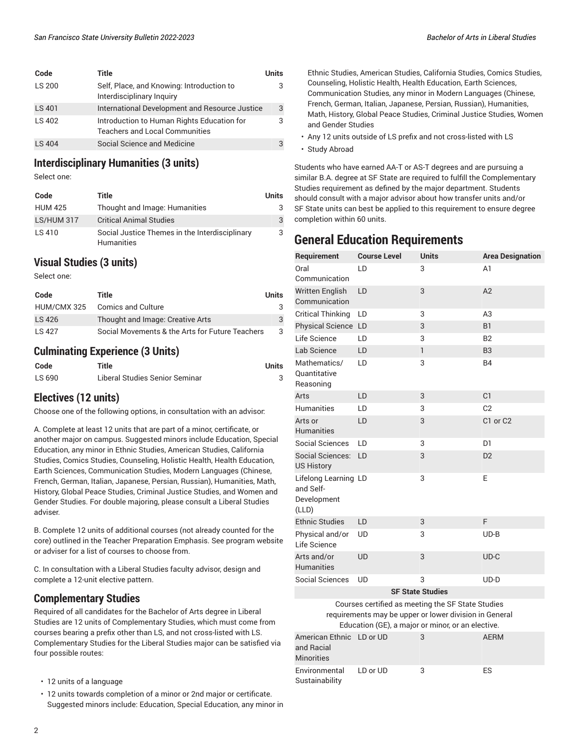| Code | Title | Units |
|---|---|---|
| LS 200 | Self, Place, and Knowing: Introduction to Interdisciplinary Inquiry | 3 |
| LS 401 | International Development and Resource Justice | 3 |
| LS 402 | Introduction to Human Rights Education for Teachers and Local Communities | 3 |
| LS 404 | Social Science and Medicine | 3 |

## Interdisciplinary Humanities (3 units)

Select one:

| Code | Title | Units |
|---|---|---|
| HUM 425 | Thought and Image: Humanities | 3 |
| LS/HUM 317 | Critical Animal Studies | 3 |
| LS 410 | Social Justice Themes in the Interdisciplinary Humanities | 3 |

## Visual Studies (3 units)

Select one:

| Code | Title | Units |
|---|---|---|
| HUM/CMX 325 | Comics and Culture | 3 |
| LS 426 | Thought and Image: Creative Arts | 3 |
| LS 427 | Social Movements & the Arts for Future Teachers | 3 |

## Culminating Experience (3 Units)

| Code | Title | Units |
|---|---|---|
| LS 690 | Liberal Studies Senior Seminar | 3 |

## Electives (12 units)

Choose one of the following options, in consultation with an advisor:

A. Complete at least 12 units that are part of a minor, certificate, or another major on campus. Suggested minors include Education, Special Education, any minor in Ethnic Studies, American Studies, California Studies, Comics Studies, Counseling, Holistic Health, Health Education, Earth Sciences, Communication Studies, Modern Languages (Chinese, French, German, Italian, Japanese, Persian, Russian), Humanities, Math, History, Global Peace Studies, Criminal Justice Studies, and Women and Gender Studies. For double majoring, please consult a Liberal Studies adviser.

B. Complete 12 units of additional courses (not already counted for the core) outlined in the Teacher Preparation Emphasis. See program website or adviser for a list of courses to choose from.

C. In consultation with a Liberal Studies faculty advisor, design and complete a 12-unit elective pattern.

## Complementary Studies

Required of all candidates for the Bachelor of Arts degree in Liberal Studies are 12 units of Complementary Studies, which must come from courses bearing a prefix other than LS, and not cross-listed with LS. Complementary Studies for the Liberal Studies major can be satisfied via four possible routes:

- 12 units of a language
- 12 units towards completion of a minor or 2nd major or certificate. Suggested minors include: Education, Special Education, any minor in Ethnic Studies, American Studies, California Studies, Comics Studies, Counseling, Holistic Health, Health Education, Earth Sciences, Communication Studies, any minor in Modern Languages (Chinese, French, German, Italian, Japanese, Persian, Russian), Humanities, Math, History, Global Peace Studies, Criminal Justice Studies, Women and Gender Studies
- Any 12 units outside of LS prefix and not cross-listed with LS
- Study Abroad

Students who have earned AA-T or AS-T degrees and are pursuing a similar B.A. degree at SF State are required to fulfill the Complementary Studies requirement as defined by the major department. Students should consult with a major advisor about how transfer units and/or SF State units can best be applied to this requirement to ensure degree completion within 60 units.

# General Education Requirements

| Requirement | Course Level | Units | Area Designation |
|---|---|---|---|
| Oral Communication | LD | 3 | A1 |
| Written English Communication | LD | 3 | A2 |
| Critical Thinking | LD | 3 | A3 |
| Physical Science | LD | 3 | B1 |
| Life Science | LD | 3 | B2 |
| Lab Science | LD | 1 | B3 |
| Mathematics/ Quantitative Reasoning | LD | 3 | B4 |
| Arts | LD | 3 | C1 |
| Humanities | LD | 3 | C2 |
| Arts or Humanities | LD | 3 | C1 or C2 |
| Social Sciences | LD | 3 | D1 |
| Social Sciences: US History | LD | 3 | D2 |
| Lifelong Learning and Self-Development (LLD) | LD | 3 | E |
| Ethnic Studies | LD | 3 | F |
| Physical and/or Life Science | UD | 3 | UD-B |
| Arts and/or Humanities | UD | 3 | UD-C |
| Social Sciences | UD | 3 | UD-D |
| **SF State Studies** | | | |
| Courses certified as meeting the SF State Studies requirements may be upper or lower division in General Education (GE), a major or minor, or an elective. | | | |
| American Ethnic and Racial Minorities | LD or UD | 3 | AERM |
| Environmental Sustainability | LD or UD | 3 | ES |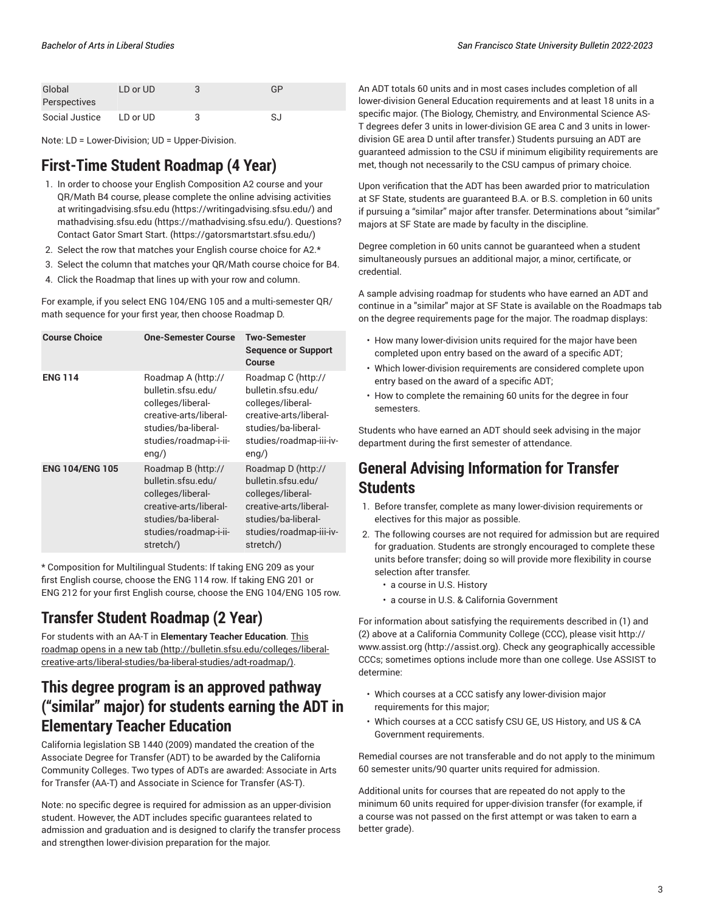| Global Perspectives | LD or UD | 3 | GP |
|---|---|---|---|
| Social Justice | LD or UD | 3 | SJ |

Note: LD = Lower-Division; UD = Upper-Division.

## First-Time Student Roadmap (4 Year)

1. In order to choose your English Composition A2 course and your QR/Math B4 course, please complete the online advising activities at writingadvising.sfsu.edu (https://writingadvising.sfsu.edu/) and mathadvising.sfsu.edu (https://mathadvising.sfsu.edu/). Questions? Contact Gator Smart Start. (https://gatorsmartstart.sfsu.edu/)
2. Select the row that matches your English course choice for A2.*
3. Select the column that matches your QR/Math course choice for B4.
4. Click the Roadmap that lines up with your row and column.

For example, if you select ENG 104/ENG 105 and a multi-semester QR/math sequence for your first year, then choose Roadmap D.

| Course Choice | One-Semester Course | Two-Semester Sequence or Support Course |
|---|---|---|
| **ENG 114** | Roadmap A (http://bulletin.sfsu.edu/colleges/liberal-creative-arts/liberal-studies/ba-liberal-studies/roadmap-i-ii-eng/) | Roadmap C (http://bulletin.sfsu.edu/colleges/liberal-creative-arts/liberal-studies/ba-liberal-studies/roadmap-iii-iv-eng/) |
| **ENG 104/ENG 105** | Roadmap B (http://bulletin.sfsu.edu/colleges/liberal-creative-arts/liberal-studies/ba-liberal-studies/roadmap-i-ii-stretch/) | Roadmap D (http://bulletin.sfsu.edu/colleges/liberal-creative-arts/liberal-studies/ba-liberal-studies/roadmap-iii-iv-stretch/) |

* Composition for Multilingual Students: If taking ENG 209 as your first English course, choose the ENG 114 row. If taking ENG 201 or ENG 212 for your first English course, choose the ENG 104/ENG 105 row.

## Transfer Student Roadmap (2 Year)

For students with an AA-T in **Elementary Teacher Education**. This roadmap opens in a new tab (http://bulletin.sfsu.edu/colleges/liberal-creative-arts/liberal-studies/ba-liberal-studies/adt-roadmap/).

## This degree program is an approved pathway ("similar" major) for students earning the ADT in Elementary Teacher Education

California legislation SB 1440 (2009) mandated the creation of the Associate Degree for Transfer (ADT) to be awarded by the California Community Colleges. Two types of ADTs are awarded: Associate in Arts for Transfer (AA-T) and Associate in Science for Transfer (AS-T).

Note: no specific degree is required for admission as an upper-division student. However, the ADT includes specific guarantees related to admission and graduation and is designed to clarify the transfer process and strengthen lower-division preparation for the major.

An ADT totals 60 units and in most cases includes completion of all lower-division General Education requirements and at least 18 units in a specific major. (The Biology, Chemistry, and Environmental Science AS-T degrees defer 3 units in lower-division GE area C and 3 units in lower-division GE area D until after transfer.) Students pursuing an ADT are guaranteed admission to the CSU if minimum eligibility requirements are met, though not necessarily to the CSU campus of primary choice.

Upon verification that the ADT has been awarded prior to matriculation at SF State, students are guaranteed B.A. or B.S. completion in 60 units if pursuing a "similar" major after transfer. Determinations about "similar" majors at SF State are made by faculty in the discipline.

Degree completion in 60 units cannot be guaranteed when a student simultaneously pursues an additional major, a minor, certificate, or credential.

A sample advising roadmap for students who have earned an ADT and continue in a "similar" major at SF State is available on the Roadmaps tab on the degree requirements page for the major. The roadmap displays:

- How many lower-division units required for the major have been completed upon entry based on the award of a specific ADT;
- Which lower-division requirements are considered complete upon entry based on the award of a specific ADT;
- How to complete the remaining 60 units for the degree in four semesters.

Students who have earned an ADT should seek advising in the major department during the first semester of attendance.

## General Advising Information for Transfer Students

1. Before transfer, complete as many lower-division requirements or electives for this major as possible.
2. The following courses are not required for admission but are required for graduation. Students are strongly encouraged to complete these units before transfer; doing so will provide more flexibility in course selection after transfer.
   - a course in U.S. History
   - a course in U.S. & California Government

For information about satisfying the requirements described in (1) and (2) above at a California Community College (CCC), please visit http://www.assist.org (http://assist.org). Check any geographically accessible CCCs; sometimes options include more than one college. Use ASSIST to determine:

- Which courses at a CCC satisfy any lower-division major requirements for this major;
- Which courses at a CCC satisfy CSU GE, US History, and US & CA Government requirements.

Remedial courses are not transferable and do not apply to the minimum 60 semester units/90 quarter units required for admission.

Additional units for courses that are repeated do not apply to the minimum 60 units required for upper-division transfer (for example, if a course was not passed on the first attempt or was taken to earn a better grade).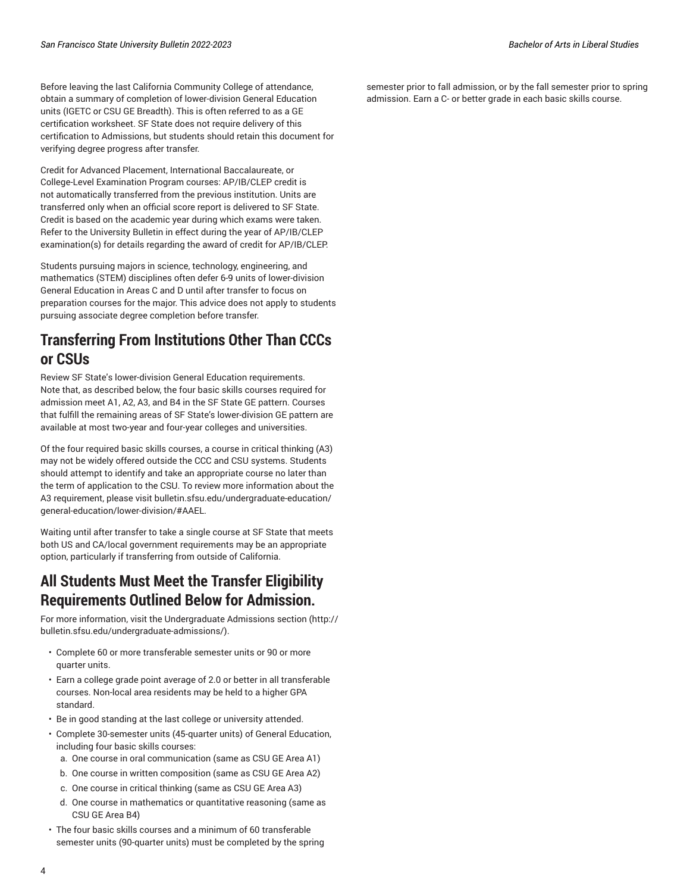Before leaving the last California Community College of attendance, obtain a summary of completion of lower-division General Education units (IGETC or CSU GE Breadth). This is often referred to as a GE certification worksheet. SF State does not require delivery of this certification to Admissions, but students should retain this document for verifying degree progress after transfer.

Credit for Advanced Placement, International Baccalaureate, or College-Level Examination Program courses: AP/IB/CLEP credit is not automatically transferred from the previous institution. Units are transferred only when an official score report is delivered to SF State. Credit is based on the academic year during which exams were taken. Refer to the University Bulletin in effect during the year of AP/IB/CLEP examination(s) for details regarding the award of credit for AP/IB/CLEP.

Students pursuing majors in science, technology, engineering, and mathematics (STEM) disciplines often defer 6-9 units of lower-division General Education in Areas C and D until after transfer to focus on preparation courses for the major. This advice does not apply to students pursuing associate degree completion before transfer.

## Transferring From Institutions Other Than CCCs or CSUs

Review SF State's lower-division General Education requirements. Note that, as described below, the four basic skills courses required for admission meet A1, A2, A3, and B4 in the SF State GE pattern. Courses that fulfill the remaining areas of SF State's lower-division GE pattern are available at most two-year and four-year colleges and universities.

Of the four required basic skills courses, a course in critical thinking (A3) may not be widely offered outside the CCC and CSU systems. Students should attempt to identify and take an appropriate course no later than the term of application to the CSU. To review more information about the A3 requirement, please visit bulletin.sfsu.edu/undergraduate-education/general-education/lower-division/#AAEL.

Waiting until after transfer to take a single course at SF State that meets both US and CA/local government requirements may be an appropriate option, particularly if transferring from outside of California.

## All Students Must Meet the Transfer Eligibility Requirements Outlined Below for Admission.

For more information, visit the Undergraduate Admissions section (http://bulletin.sfsu.edu/undergraduate-admissions/).

- Complete 60 or more transferable semester units or 90 or more quarter units.
- Earn a college grade point average of 2.0 or better in all transferable courses. Non-local area residents may be held to a higher GPA standard.
- Be in good standing at the last college or university attended.
- Complete 30-semester units (45-quarter units) of General Education, including four basic skills courses:
  a. One course in oral communication (same as CSU GE Area A1)
  b. One course in written composition (same as CSU GE Area A2)
  c. One course in critical thinking (same as CSU GE Area A3)
  d. One course in mathematics or quantitative reasoning (same as CSU GE Area B4)
- The four basic skills courses and a minimum of 60 transferable semester units (90-quarter units) must be completed by the spring semester prior to fall admission, or by the fall semester prior to spring admission. Earn a C- or better grade in each basic skills course.